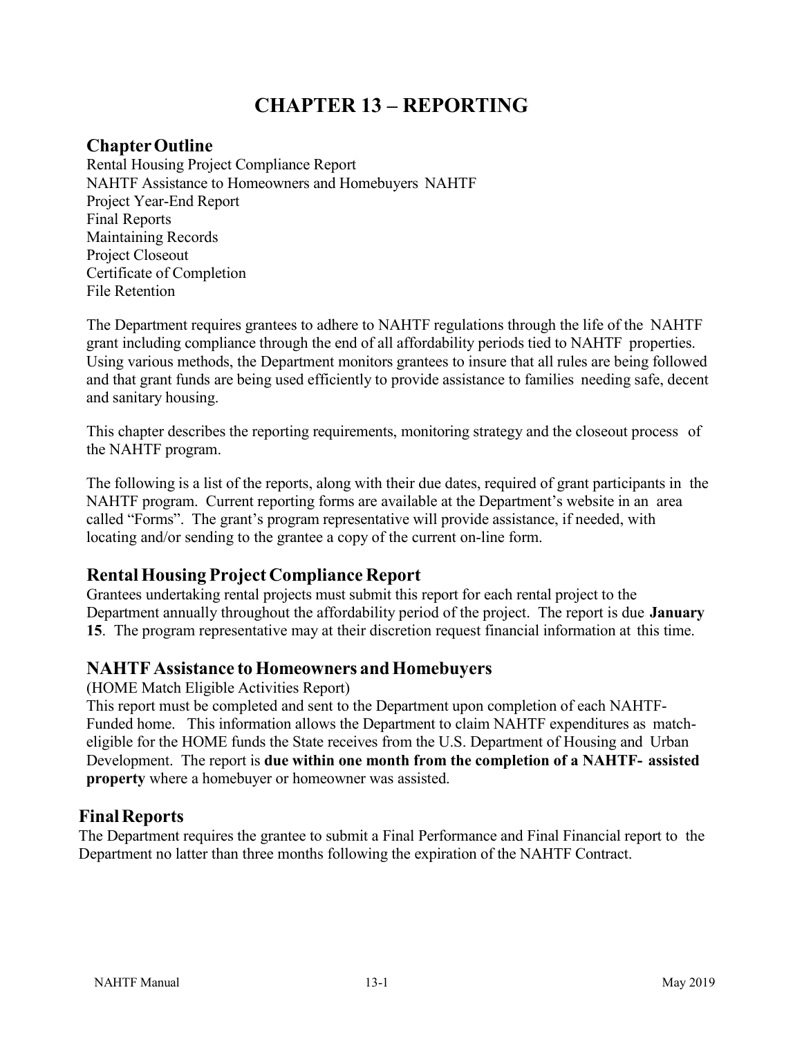# CHAPTER 13 – REPORTING

## Chapter Outline

Rental Housing Project Compliance Report
NAHTF Assistance to Homeowners and Homebuyers NAHTF
Project Year-End Report
Final Reports
Maintaining Records
Project Closeout
Certificate of Completion
File Retention

The Department requires grantees to adhere to NAHTF regulations through the life of the NAHTF grant including compliance through the end of all affordability periods tied to NAHTF properties. Using various methods, the Department monitors grantees to insure that all rules are being followed and that grant funds are being used efficiently to provide assistance to families needing safe, decent and sanitary housing.

This chapter describes the reporting requirements, monitoring strategy and the closeout process of the NAHTF program.

The following is a list of the reports, along with their due dates, required of grant participants in the NAHTF program. Current reporting forms are available at the Department's website in an area called "Forms". The grant's program representative will provide assistance, if needed, with locating and/or sending to the grantee a copy of the current on-line form.

## Rental Housing Project Compliance Report

Grantees undertaking rental projects must submit this report for each rental project to the Department annually throughout the affordability period of the project. The report is due **January 15**. The program representative may at their discretion request financial information at this time.

## NAHTF Assistance to Homeowners and Homebuyers

(HOME Match Eligible Activities Report)
This report must be completed and sent to the Department upon completion of each NAHTF-Funded home. This information allows the Department to claim NAHTF expenditures as match-eligible for the HOME funds the State receives from the U.S. Department of Housing and Urban Development. The report is **due within one month from the completion of a NAHTF- assisted property** where a homebuyer or homeowner was assisted.

## Final Reports

The Department requires the grantee to submit a Final Performance and Final Financial report to the Department no latter than three months following the expiration of the NAHTF Contract.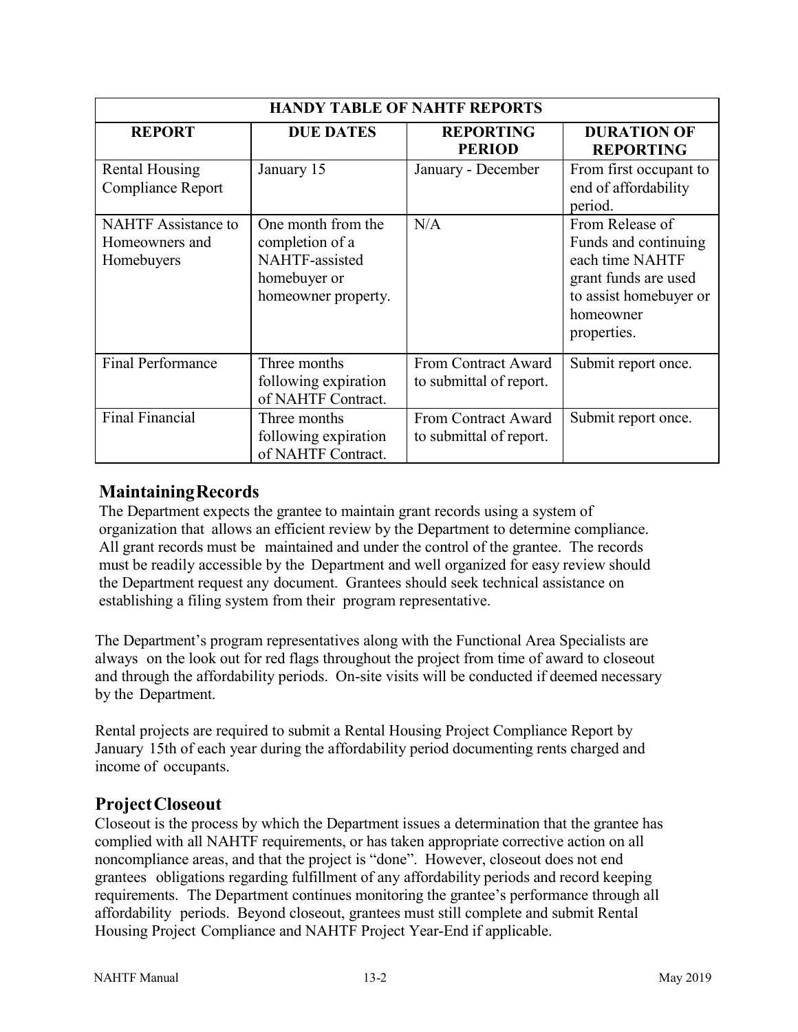| HANDY TABLE OF NAHTF REPORTS | | | |
| --- | --- | --- | --- |
| **REPORT** | **DUE DATES** | **REPORTING PERIOD** | **DURATION OF REPORTING** |
| Rental Housing Compliance Report | January 15 | January - December | From first occupant to end of affordability period. |
| NAHTF Assistance to Homeowners and Homebuyers | One month from the completion of a NAHTF-assisted homebuyer or homeowner property. | N/A | From Release of Funds and continuing each time NAHTF grant funds are used to assist homebuyer or homeowner properties. |
| Final Performance | Three months following expiration of NAHTF Contract. | From Contract Award to submittal of report. | Submit report once. |
| Final Financial | Three months following expiration of NAHTF Contract. | From Contract Award to submittal of report. | Submit report once. |

## Maintaining Records

The Department expects the grantee to maintain grant records using a system of organization that allows an efficient review by the Department to determine compliance. All grant records must be maintained and under the control of the grantee. The records must be readily accessible by the Department and well organized for easy review should the Department request any document. Grantees should seek technical assistance on establishing a filing system from their program representative.

The Department's program representatives along with the Functional Area Specialists are always on the look out for red flags throughout the project from time of award to closeout and through the affordability periods. On-site visits will be conducted if deemed necessary by the Department.

Rental projects are required to submit a Rental Housing Project Compliance Report by January 15th of each year during the affordability period documenting rents charged and income of occupants.

## Project Closeout

Closeout is the process by which the Department issues a determination that the grantee has complied with all NAHTF requirements, or has taken appropriate corrective action on all noncompliance areas, and that the project is "done". However, closeout does not end grantees obligations regarding fulfillment of any affordability periods and record keeping requirements. The Department continues monitoring the grantee's performance through all affordability periods. Beyond closeout, grantees must still complete and submit Rental Housing Project Compliance and NAHTF Project Year-End if applicable.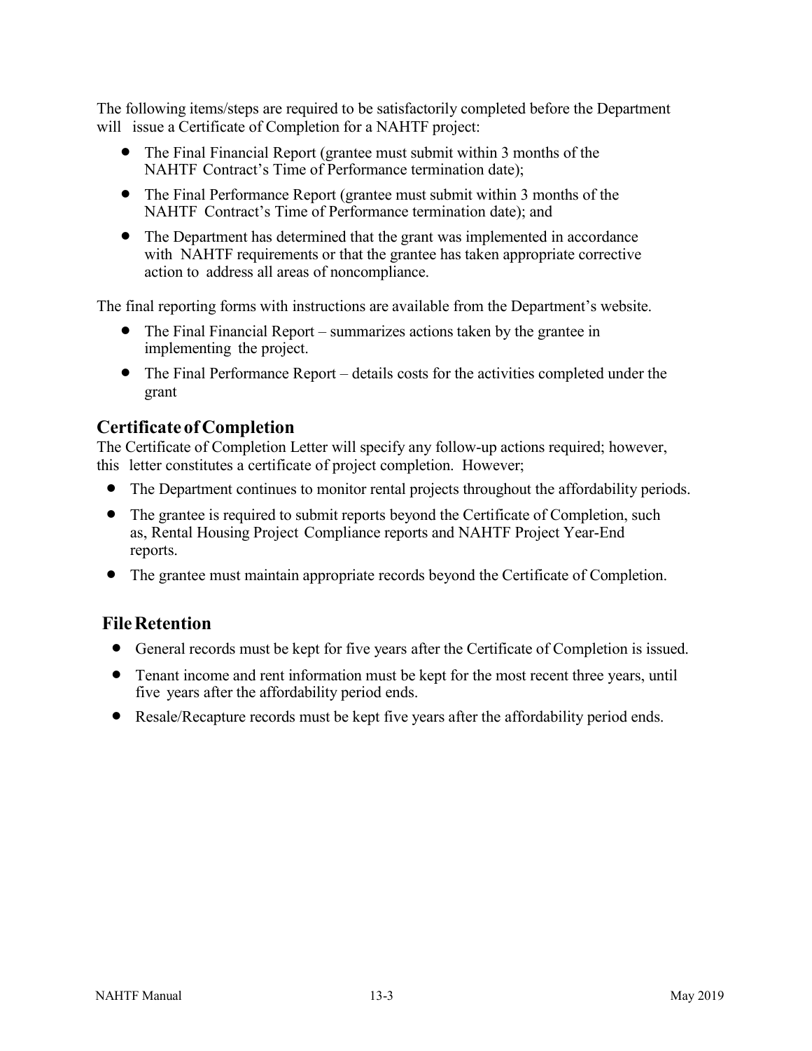The following items/steps are required to be satisfactorily completed before the Department will issue a Certificate of Completion for a NAHTF project:

- The Final Financial Report (grantee must submit within 3 months of the NAHTF Contract's Time of Performance termination date);
- The Final Performance Report (grantee must submit within 3 months of the NAHTF Contract's Time of Performance termination date); and
- The Department has determined that the grant was implemented in accordance with NAHTF requirements or that the grantee has taken appropriate corrective action to address all areas of noncompliance.

The final reporting forms with instructions are available from the Department's website.

- The Final Financial Report – summarizes actions taken by the grantee in implementing the project.
- The Final Performance Report – details costs for the activities completed under the grant

## Certificate of Completion

The Certificate of Completion Letter will specify any follow-up actions required; however, this letter constitutes a certificate of project completion. However;

- The Department continues to monitor rental projects throughout the affordability periods.
- The grantee is required to submit reports beyond the Certificate of Completion, such as, Rental Housing Project Compliance reports and NAHTF Project Year-End reports.
- The grantee must maintain appropriate records beyond the Certificate of Completion.

## File Retention

- General records must be kept for five years after the Certificate of Completion is issued.
- Tenant income and rent information must be kept for the most recent three years, until five years after the affordability period ends.
- Resale/Recapture records must be kept five years after the affordability period ends.